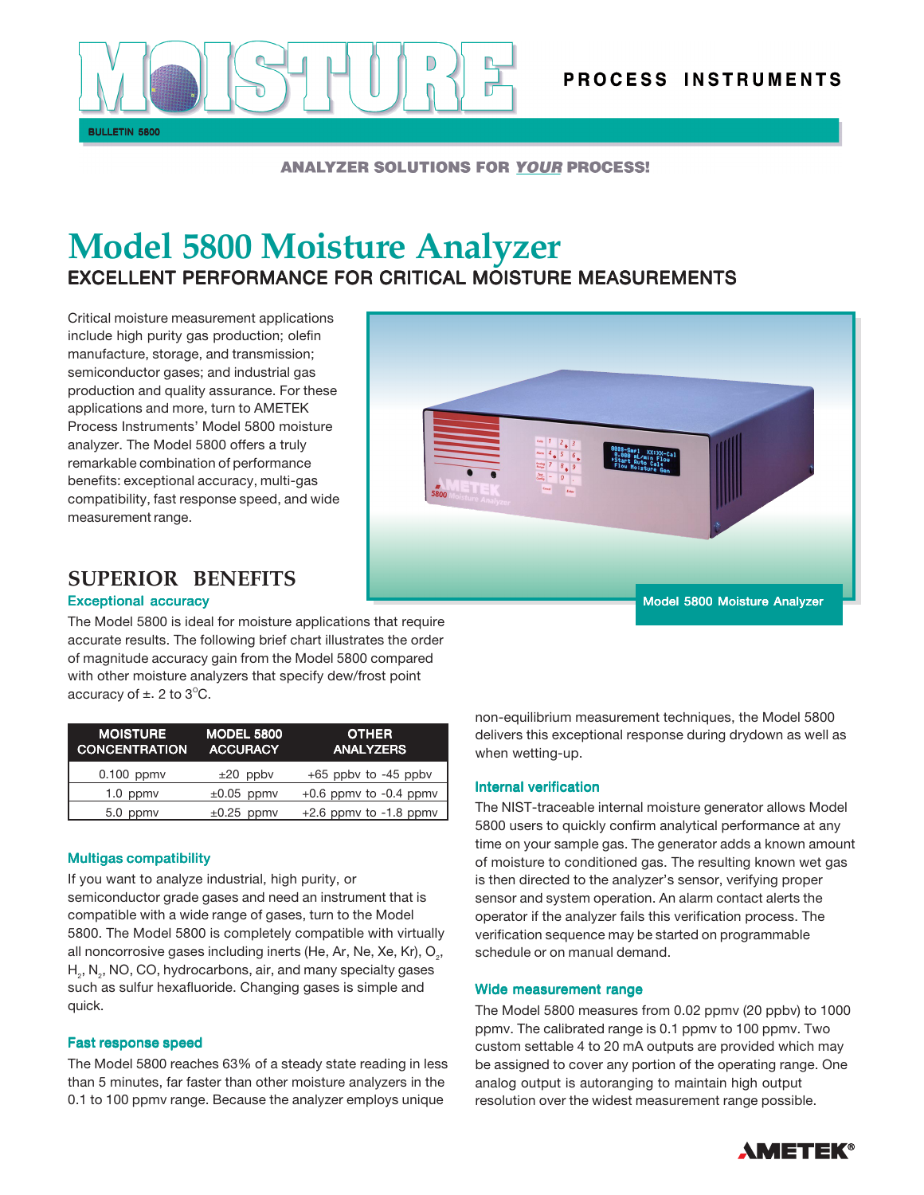# MOISTURE

PROCESS INSTRUMENTS

BULLETIN 5800

ANALYZER SOLUTIONS FOR ***YOUR*** PROCESS!

# Model 5800 Moisture Analyzer

## EXCELLENT PERFORMANCE FOR CRITICAL MOISTURE MEASUREMENTS

Critical moisture measurement applications include high purity gas production; olefin manufacture, storage, and transmission; semiconductor gases; and industrial gas production and quality assurance. For these applications and more, turn to AMETEK Process Instruments' Model 5800 moisture analyzer. The Model 5800 offers a truly remarkable combination of performance benefits: exceptional accuracy, multi-gas compatibility, fast response speed, and wide measurement range.

Model 5800 Moisture Analyzer

## SUPERIOR BENEFITS

### Exceptional accuracy

The Model 5800 is ideal for moisture applications that require accurate results. The following brief chart illustrates the order of magnitude accuracy gain from the Model 5800 compared with other moisture analyzers that specify dew/frost point accuracy of ±. 2 to 3°C.

| MOISTURE CONCENTRATION | MODEL 5800 ACCURACY | OTHER ANALYZERS |
|---|---|---|
| 0.100 ppmv | ±20 ppbv | +65 ppbv to -45 ppbv |
| 1.0 ppmv | ±0.05 ppmv | +0.6 ppmv to -0.4 ppmv |
| 5.0 ppmv | ±0.25 ppmv | +2.6 ppmv to -1.8 ppmv |

### Multigas compatibility

If you want to analyze industrial, high purity, or semiconductor grade gases and need an instrument that is compatible with a wide range of gases, turn to the Model 5800. The Model 5800 is completely compatible with virtually all noncorrosive gases including inerts (He, Ar, Ne, Xe, Kr), $O_2$, $H_2$, $N_2$, NO, CO, hydrocarbons, air, and many specialty gases such as sulfur hexafluoride. Changing gases is simple and quick.

### Fast response speed

The Model 5800 reaches 63% of a steady state reading in less than 5 minutes, far faster than other moisture analyzers in the 0.1 to 100 ppmv range. Because the analyzer employs unique non-equilibrium measurement techniques, the Model 5800 delivers this exceptional response during drydown as well as when wetting-up.

### Internal verification

The NIST-traceable internal moisture generator allows Model 5800 users to quickly confirm analytical performance at any time on your sample gas. The generator adds a known amount of moisture to conditioned gas. The resulting known wet gas is then directed to the analyzer's sensor, verifying proper sensor and system operation. An alarm contact alerts the operator if the analyzer fails this verification process. The verification sequence may be started on programmable schedule or on manual demand.

### Wide measurement range

The Model 5800 measures from 0.02 ppmv (20 ppbv) to 1000 ppmv. The calibrated range is 0.1 ppmv to 100 ppmv. Two custom settable 4 to 20 mA outputs are provided which may be assigned to cover any portion of the operating range. One analog output is autoranging to maintain high output resolution over the widest measurement range possible.

AMETEK®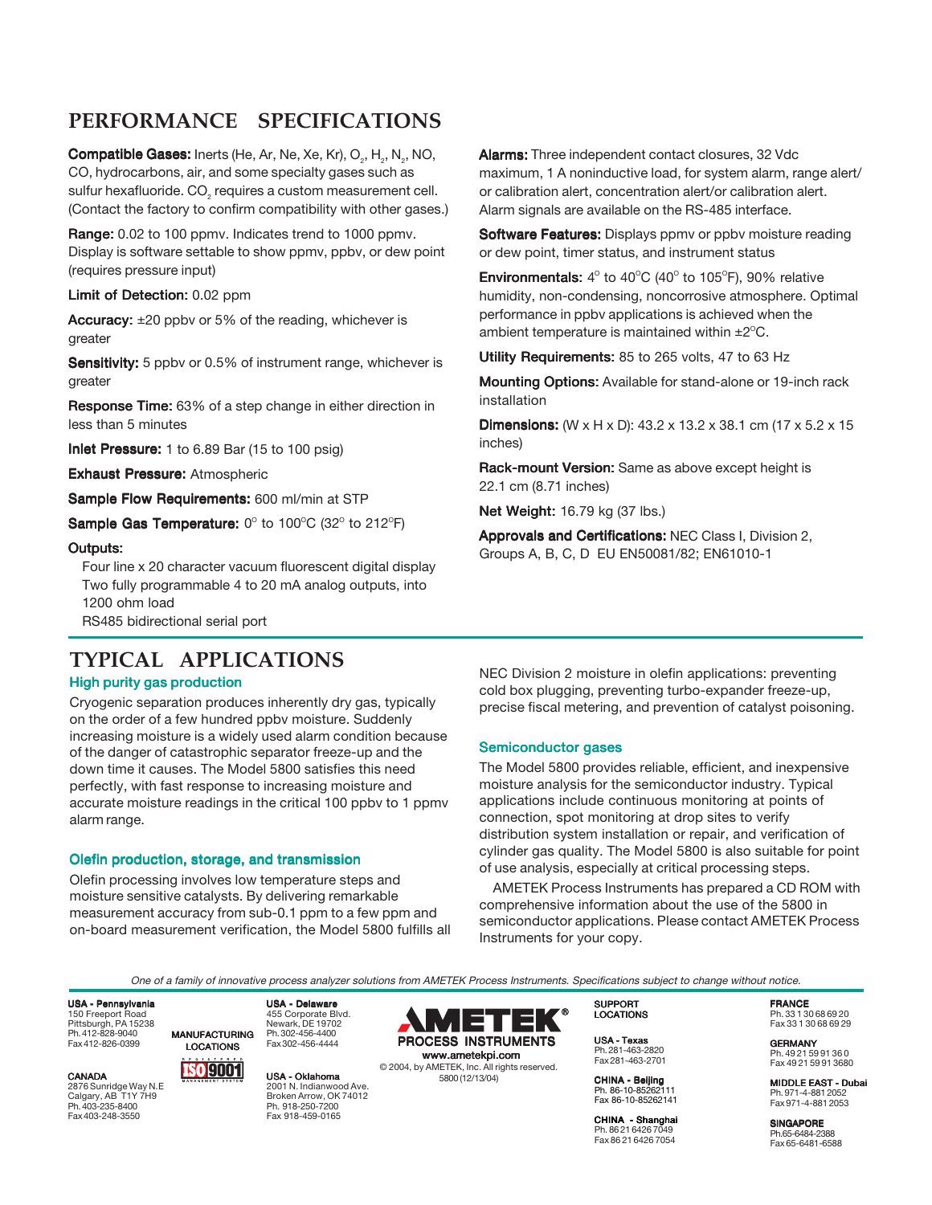# PERFORMANCE SPECIFICATIONS

**Compatible Gases:** Inerts (He, Ar, Ne, Xe, Kr), $O_2$, $H_2$, $N_2$, NO, CO, hydrocarbons, air, and some specialty gases such as sulfur hexafluoride. $CO_2$ requires a custom measurement cell. (Contact the factory to confirm compatibility with other gases.)

**Range:** 0.02 to 100 ppmv. Indicates trend to 1000 ppmv. Display is software settable to show ppmv, ppbv, or dew point (requires pressure input)

**Limit of Detection:** 0.02 ppm

**Accuracy:** ±20 ppbv or 5% of the reading, whichever is greater

**Sensitivity:** 5 ppbv or 0.5% of instrument range, whichever is greater

**Response Time:** 63% of a step change in either direction in less than 5 minutes

**Inlet Pressure:** 1 to 6.89 Bar (15 to 100 psig)

**Exhaust Pressure:** Atmospheric

**Sample Flow Requirements:** 600 ml/min at STP

**Sample Gas Temperature:** $0^{o}$ to $100^{o}$C ($32^{o}$ to $212^{o}$F)

**Outputs:**

Four line x 20 character vacuum fluorescent digital display
Two fully programmable 4 to 20 mA analog outputs, into 1200 ohm load
RS485 bidirectional serial port

**Alarms:** Three independent contact closures, 32 Vdc maximum, 1 A noninductive load, for system alarm, range alert/ or calibration alert, concentration alert/or calibration alert. Alarm signals are available on the RS-485 interface.

**Software Features:** Displays ppmv or ppbv moisture reading or dew point, timer status, and instrument status

**Environmentals:** $4^{o}$ to $40^{o}$C ($40^{o}$ to $105^{o}$F), 90% relative humidity, non-condensing, noncorrosive atmosphere. Optimal performance in ppbv applications is achieved when the ambient temperature is maintained within ±$2^{o}$C.

**Utility Requirements:** 85 to 265 volts, 47 to 63 Hz

**Mounting Options:** Available for stand-alone or 19-inch rack installation

**Dimensions:** (W x H x D): 43.2 x 13.2 x 38.1 cm (17 x 5.2 x 15 inches)

**Rack-mount Version:** Same as above except height is 22.1 cm (8.71 inches)

**Net Weight:** 16.79 kg (37 lbs.)

**Approvals and Certifications:** NEC Class I, Division 2, Groups A, B, C, D EU EN50081/82; EN61010-1

# TYPICAL APPLICATIONS

### High purity gas production

Cryogenic separation produces inherently dry gas, typically on the order of a few hundred ppbv moisture. Suddenly increasing moisture is a widely used alarm condition because of the danger of catastrophic separator freeze-up and the down time it causes. The Model 5800 satisfies this need perfectly, with fast response to increasing moisture and accurate moisture readings in the critical 100 ppbv to 1 ppmv alarm range.

### Olefin production, storage, and transmission

Olefin processing involves low temperature steps and moisture sensitive catalysts. By delivering remarkable measurement accuracy from sub-0.1 ppm to a few ppm and on-board measurement verification, the Model 5800 fulfills all NEC Division 2 moisture in olefin applications: preventing cold box plugging, preventing turbo-expander freeze-up, precise fiscal metering, and prevention of catalyst poisoning.

### Semiconductor gases

The Model 5800 provides reliable, efficient, and inexpensive moisture analysis for the semiconductor industry. Typical applications include continuous monitoring at points of connection, spot monitoring at drop sites to verify distribution system installation or repair, and verification of cylinder gas quality. The Model 5800 is also suitable for point of use analysis, especially at critical processing steps.

AMETEK Process Instruments has prepared a CD ROM with comprehensive information about the use of the 5800 in semiconductor applications. Please contact AMETEK Process Instruments for your copy.

*One of a family of innovative process analyzer solutions from AMETEK Process Instruments. Specifications subject to change without notice.*

**USA - Pennsylvania**
150 Freeport Road
Pittsburgh, PA 15238
Ph. 412-828-9040
Fax 412-826-0399

**CANADA**
2876 Sunridge Way N.E
Calgary, AB T1Y 7H9
Ph. 403-235-8400
Fax 403-248-3550

MANUFACTURING LOCATIONS

ISO 9001

**USA - Delaware**
455 Corporate Blvd.
Newark, DE 19702
Ph. 302-456-4400
Fax 302-456-4444

**USA - Oklahoma**
2001 N. Indianwood Ave.
Broken Arrow, OK 74012
Ph. 918-250-7200
Fax 918-459-0165

AMETEK® PROCESS INSTRUMENTS
www.ametekpi.com
© 2004, by AMETEK, Inc. All rights reserved.
5800 (12/13/04)

**SUPPORT LOCATIONS**

**USA - Texas**
Ph. 281-463-2820
Fax 281-463-2701

**CHINA - Beijing**
Ph. 86-10-85262111
Fax 86-10-85262141

**CHINA - Shanghai**
Ph. 86 21 6426 7049
Fax 86 21 6426 7054

**FRANCE**
Ph. 33 1 30 68 69 20
Fax 33 1 30 68 69 29

**GERMANY**
Ph. 49 21 59 91 36 0
Fax 49 21 59 91 3680

**MIDDLE EAST - Dubai**
Ph. 971-4-881 2052
Fax 971-4-881 2053

**SINGAPORE**
Ph. 65-6484-2388
Fax 65-6481-6588